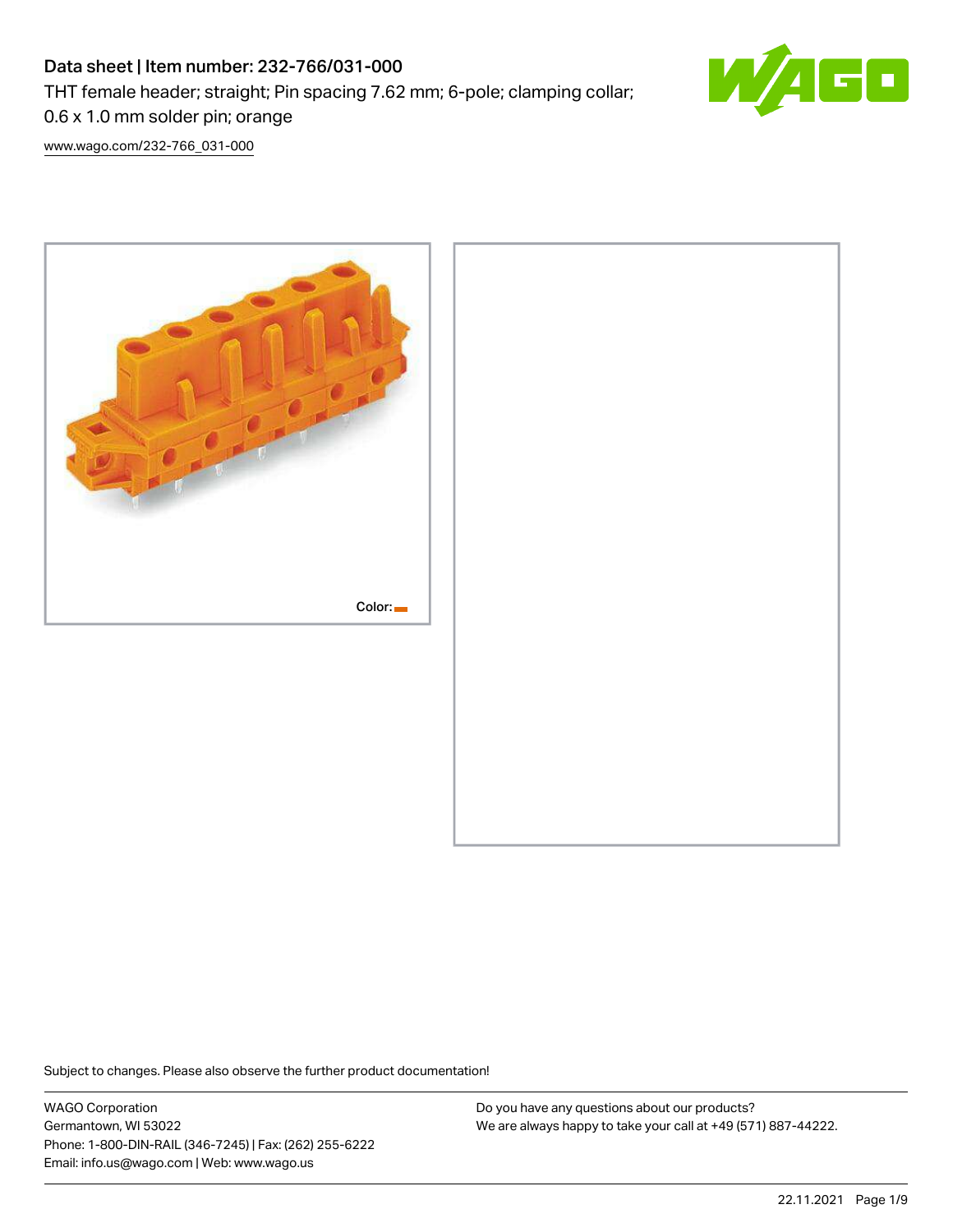# Data sheet | Item number: 232-766/031-000

THT female header; straight; Pin spacing 7.62 mm; 6-pole; clamping collar; 0.6 x 1.0 mm solder pin; orange

www.wago.com/232-766_031-000

Color:

Subject to changes. Please also observe the further product documentation!

WAGO Corporation
Germantown, WI 53022
Phone: 1-800-DIN-RAIL (346-7245) | Fax: (262) 255-6222
Email: info.us@wago.com | Web: www.wago.us

Do you have any questions about our products?
We are always happy to take your call at +49 (571) 887-44222.

22.11.2021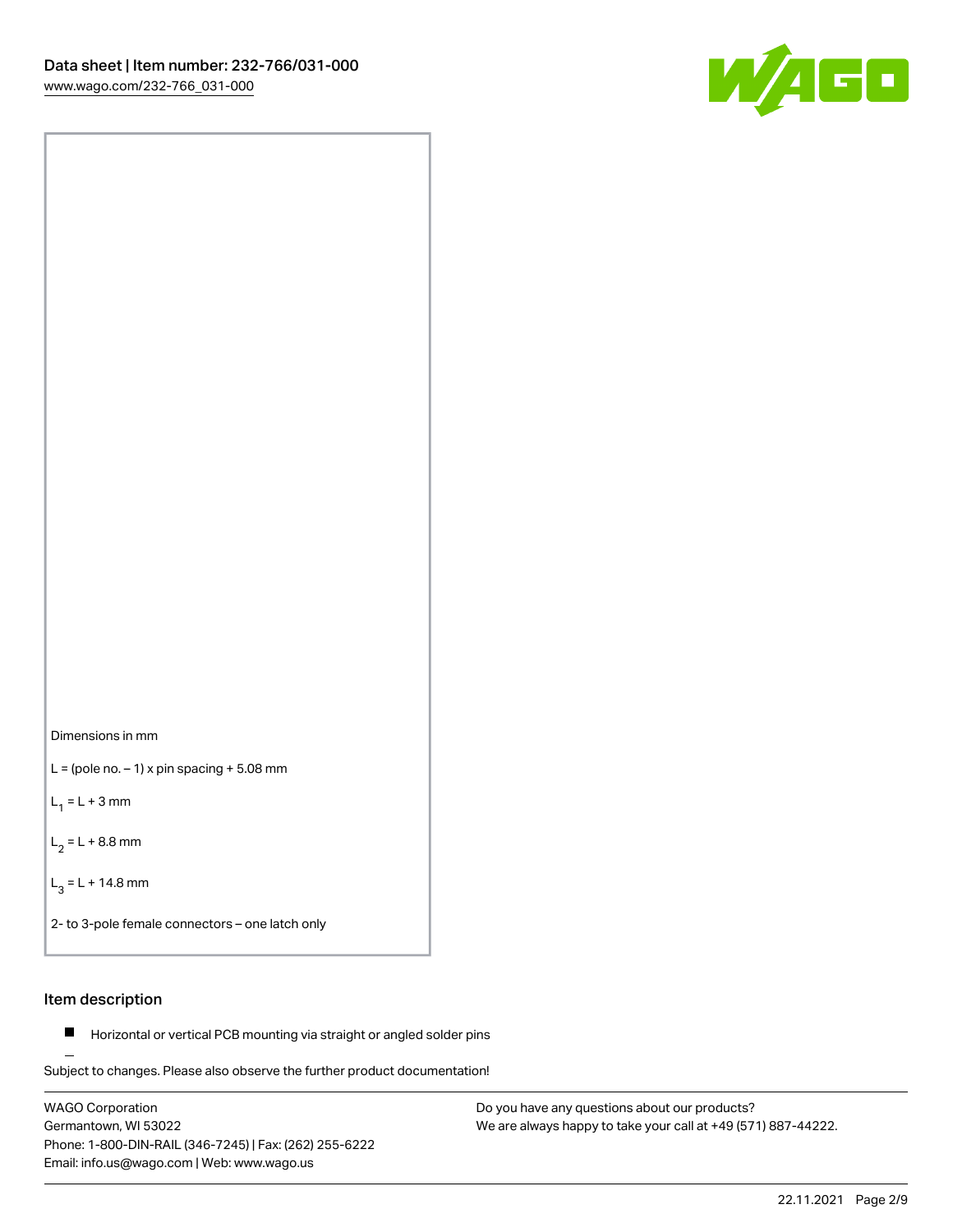Dimensions in mm

L = (pole no. – 1) x pin spacing + 5.08 mm

$L_1$ = L + 3 mm

$L_2$ = L + 8.8 mm

$L_3$ = L + 14.8 mm

2- to 3-pole female connectors – one latch only

## Item description

- Horizontal or vertical PCB mounting via straight or angled solder pins

Subject to changes. Please also observe the further product documentation!

WAGO Corporation
Germantown, WI 53022
Phone: 1-800-DIN-RAIL (346-7245) | Fax: (262) 255-6222
Email: info.us@wago.com | Web: www.wago.us

Do you have any questions about our products?
We are always happy to take your call at +49 (571) 887-44222.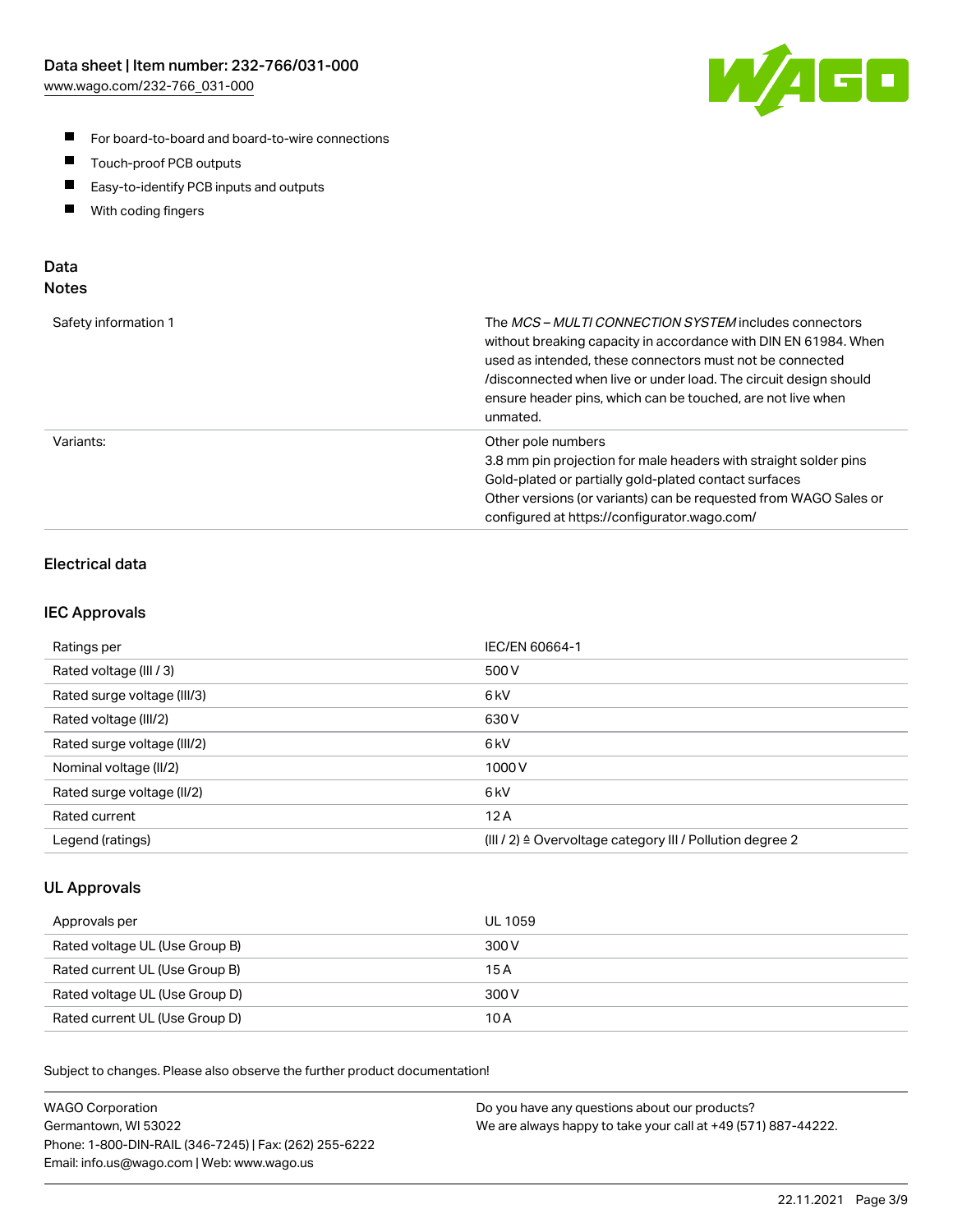- For board-to-board and board-to-wire connections
- Touch-proof PCB outputs
- Easy-to-identify PCB inputs and outputs
- With coding fingers

## Data
### Notes

| | |
|---|---|
| Safety information 1 | The *MCS – MULTI CONNECTION SYSTEM* includes connectors without breaking capacity in accordance with DIN EN 61984. When used as intended, these connectors must not be connected /disconnected when live or under load. The circuit design should ensure header pins, which can be touched, are not live when unmated. |
| Variants: | Other pole numbers<br>3.8 mm pin projection for male headers with straight solder pins<br>Gold-plated or partially gold-plated contact surfaces<br>Other versions (or variants) can be requested from WAGO Sales or configured at https://configurator.wago.com/ |

### Electrical data

### IEC Approvals

| | |
|---|---|
| Ratings per | IEC/EN 60664-1 |
| Rated voltage (III / 3) | 500 V |
| Rated surge voltage (III/3) | 6 kV |
| Rated voltage (III/2) | 630 V |
| Rated surge voltage (III/2) | 6 kV |
| Nominal voltage (II/2) | 1000 V |
| Rated surge voltage (II/2) | 6 kV |
| Rated current | 12 A |
| Legend (ratings) | (III / 2) ≙ Overvoltage category III / Pollution degree 2 |

### UL Approvals

| | |
|---|---|
| Approvals per | UL 1059 |
| Rated voltage UL (Use Group B) | 300 V |
| Rated current UL (Use Group B) | 15 A |
| Rated voltage UL (Use Group D) | 300 V |
| Rated current UL (Use Group D) | 10 A |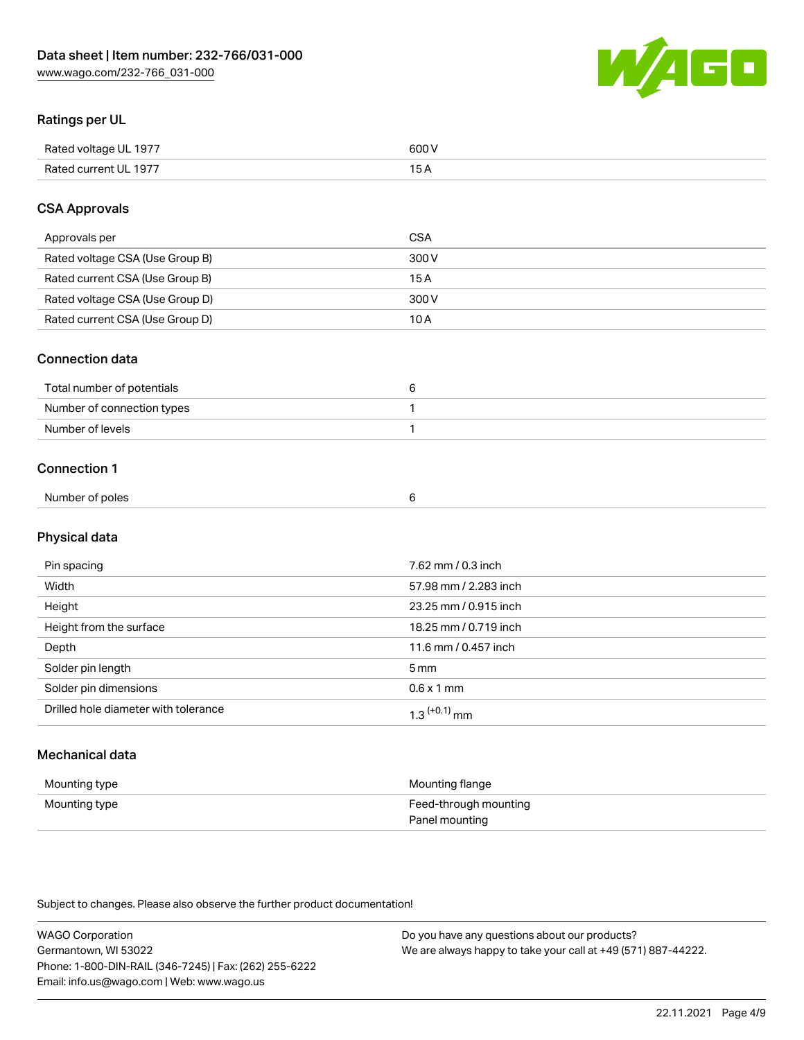## Ratings per UL

| | |
|---|---|
| Rated voltage UL 1977 | 600 V |
| Rated current UL 1977 | 15 A |

## CSA Approvals

| | |
|---|---|
| Approvals per | CSA |
| Rated voltage CSA (Use Group B) | 300 V |
| Rated current CSA (Use Group B) | 15 A |
| Rated voltage CSA (Use Group D) | 300 V |
| Rated current CSA (Use Group D) | 10 A |

## Connection data

| | |
|---|---|
| Total number of potentials | 6 |
| Number of connection types | 1 |
| Number of levels | 1 |

## Connection 1

| | |
|---|---|
| Number of poles | 6 |

## Physical data

| | |
|---|---|
| Pin spacing | 7.62 mm / 0.3 inch |
| Width | 57.98 mm / 2.283 inch |
| Height | 23.25 mm / 0.915 inch |
| Height from the surface | 18.25 mm / 0.719 inch |
| Depth | 11.6 mm / 0.457 inch |
| Solder pin length | 5 mm |
| Solder pin dimensions | 0.6 x 1 mm |
| Drilled hole diameter with tolerance | $1.3^{(+0.1)}$ mm |

## Mechanical data

| | |
|---|---|
| Mounting type | Mounting flange |
| Mounting type | Feed-through mounting<br>Panel mounting |

Subject to changes. Please also observe the further product documentation!

WAGO Corporation
Germantown, WI 53022
Phone: 1-800-DIN-RAIL (346-7245) | Fax: (262) 255-6222
Email: info.us@wago.com | Web: www.wago.us

Do you have any questions about our products?
We are always happy to take your call at +49 (571) 887-44222.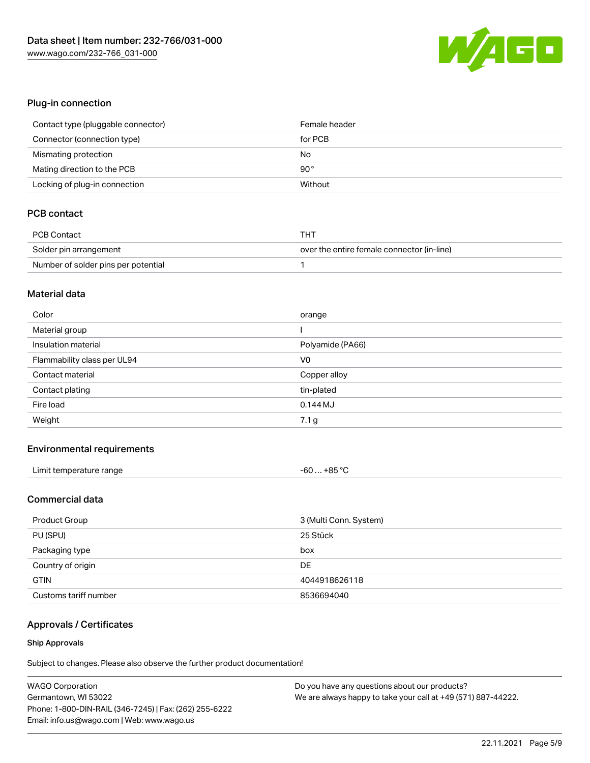## Plug-in connection

| | |
|---|---|
| Contact type (pluggable connector) | Female header |
| Connector (connection type) | for PCB |
| Mismating protection | No |
| Mating direction to the PCB | 90° |
| Locking of plug-in connection | Without |

## PCB contact

| | |
|---|---|
| PCB Contact | THT |
| Solder pin arrangement | over the entire female connector (in-line) |
| Number of solder pins per potential | 1 |

## Material data

| | |
|---|---|
| Color | orange |
| Material group | I |
| Insulation material | Polyamide (PA66) |
| Flammability class per UL94 | V0 |
| Contact material | Copper alloy |
| Contact plating | tin-plated |
| Fire load | 0.144 MJ |
| Weight | 7.1 g |

## Environmental requirements

| | |
|---|---|
| Limit temperature range | -60 … +85 °C |

## Commercial data

| | |
|---|---|
| Product Group | 3 (Multi Conn. System) |
| PU (SPU) | 25 Stück |
| Packaging type | box |
| Country of origin | DE |
| GTIN | 4044918626118 |
| Customs tariff number | 8536694040 |

## Approvals / Certificates

### Ship Approvals

Subject to changes. Please also observe the further product documentation!

WAGO Corporation
Germantown, WI 53022
Phone: 1-800-DIN-RAIL (346-7245) | Fax: (262) 255-6222
Email: info.us@wago.com | Web: www.wago.us

Do you have any questions about our products?
We are always happy to take your call at +49 (571) 887-44222.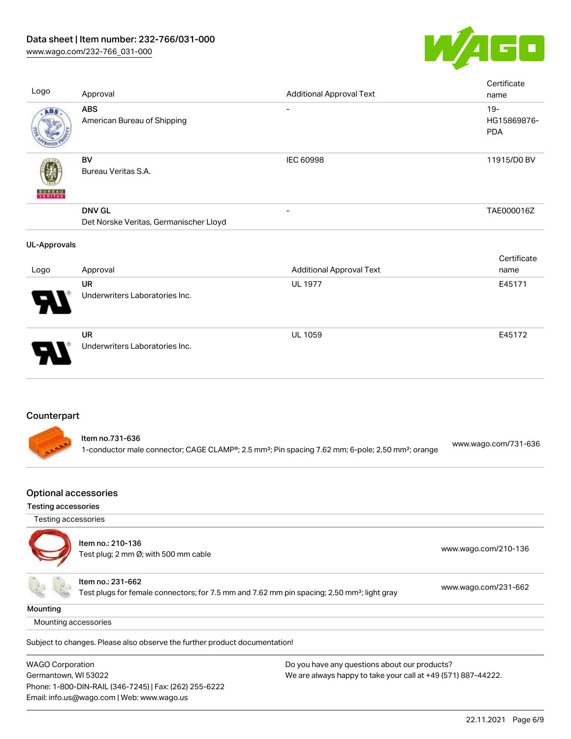| Logo | Approval | Additional Approval Text | Certificate name |
|---|---|---|---|
| | **ABS** American Bureau of Shipping | - | 19-HG15869876-PDA |
| | **BV** Bureau Veritas S.A. | IEC 60998 | 11915/D0 BV |
| | **DNV GL** Det Norske Veritas, Germanischer Lloyd | - | TAE000016Z |

UL-Approvals

| Logo | Approval | Additional Approval Text | Certificate name |
|---|---|---|---|
| | **UR** Underwriters Laboratories Inc. | UL 1977 | E45171 |
| | **UR** Underwriters Laboratories Inc. | UL 1059 | E45172 |

## Counterpart

| | |
|---|---|
| Item no.731-636<br>1-conductor male connector; CAGE CLAMP®; 2.5 mm²; Pin spacing 7.62 mm; 6-pole; 2,50 mm²; orange | www.wago.com/731-636 |

## Optional accessories

### Testing accessories

Testing accessories

| | |
|---|---|
| Item no.: 210-136<br>Test plug; 2 mm Ø; with 500 mm cable | www.wago.com/210-136 |
| Item no.: 231-662<br>Test plugs for female connectors; for 7.5 mm and 7.62 mm pin spacing; 2,50 mm²; light gray | www.wago.com/231-662 |

### Mounting

Mounting accessories

Subject to changes. Please also observe the further product documentation!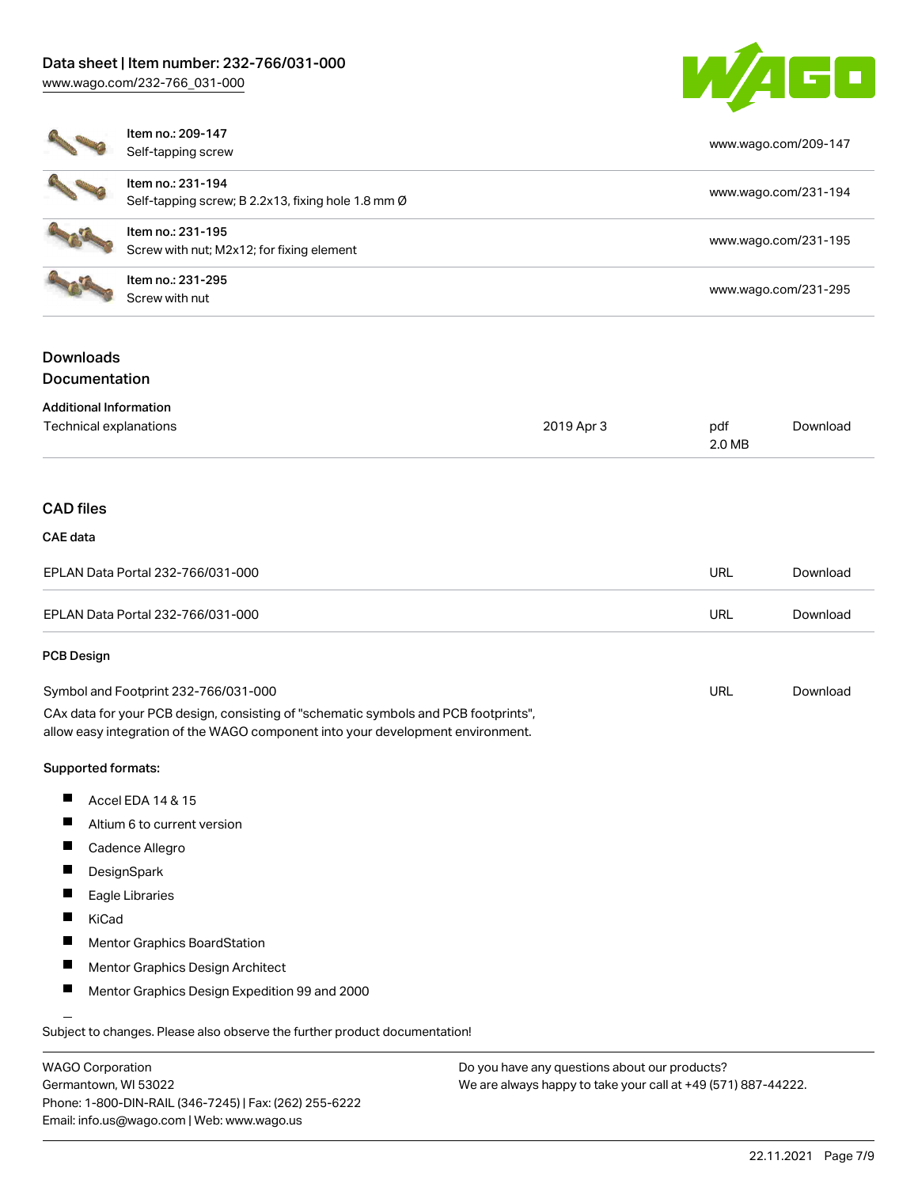| Item | Description | Link |
| --- | --- | --- |
| Item no.: 209-147 | Self-tapping screw | www.wago.com/209-147 |
| Item no.: 231-194 | Self-tapping screw; B 2.2x13, fixing hole 1.8 mm Ø | www.wago.com/231-194 |
| Item no.: 231-195 | Screw with nut; M2x12; for fixing element | www.wago.com/231-195 |
| Item no.: 231-295 | Screw with nut | www.wago.com/231-295 |

## Downloads

### Documentation

#### Additional Information

| | | | |
| --- | --- | --- | --- |
| Technical explanations | 2019 Apr 3 | pdf 2.0 MB | Download |

### CAD files

#### CAE data

| | | |
| --- | --- | --- |
| EPLAN Data Portal 232-766/031-000 | URL | Download |
| EPLAN Data Portal 232-766/031-000 | URL | Download |

#### PCB Design

| | | |
| --- | --- | --- |
| Symbol and Footprint 232-766/031-000 | URL | Download |

CAx data for your PCB design, consisting of "schematic symbols and PCB footprints", allow easy integration of the WAGO component into your development environment.

**Supported formats:**

- Accel EDA 14 & 15
- Altium 6 to current version
- Cadence Allegro
- DesignSpark
- Eagle Libraries
- KiCad
- Mentor Graphics BoardStation
- Mentor Graphics Design Architect
- Mentor Graphics Design Expedition 99 and 2000

Subject to changes. Please also observe the further product documentation!

WAGO Corporation
Germantown, WI 53022
Phone: 1-800-DIN-RAIL (346-7245) | Fax: (262) 255-6222
Email: info.us@wago.com | Web: www.wago.us

Do you have any questions about our products?
We are always happy to take your call at +49 (571) 887-44222.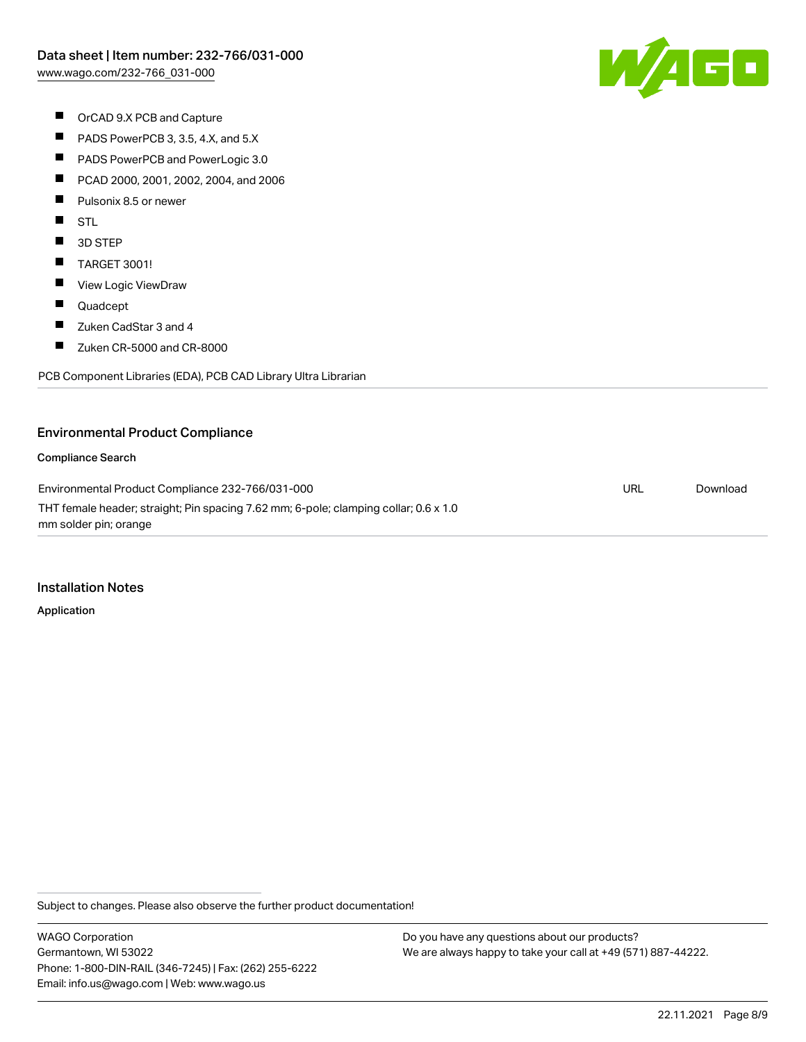- OrCAD 9.X PCB and Capture
- PADS PowerPCB 3, 3.5, 4.X, and 5.X
- PADS PowerPCB and PowerLogic 3.0
- PCAD 2000, 2001, 2002, 2004, and 2006
- Pulsonix 8.5 or newer
- STL
- 3D STEP
- TARGET 3001!
- View Logic ViewDraw
- Quadcept
- Zuken CadStar 3 and 4
- Zuken CR-5000 and CR-8000

PCB Component Libraries (EDA), PCB CAD Library Ultra Librarian

## Environmental Product Compliance

### Compliance Search

| | | |
|---|---|---|
| Environmental Product Compliance 232-766/031-000<br>THT female header; straight; Pin spacing 7.62 mm; 6-pole; clamping collar; 0.6 x 1.0 mm solder pin; orange | URL | Download |

## Installation Notes

### Application

Subject to changes. Please also observe the further product documentation!

WAGO Corporation
Germantown, WI 53022
Phone: 1-800-DIN-RAIL (346-7245) | Fax: (262) 255-6222
Email: info.us@wago.com | Web: www.wago.us

Do you have any questions about our products?
We are always happy to take your call at +49 (571) 887-44222.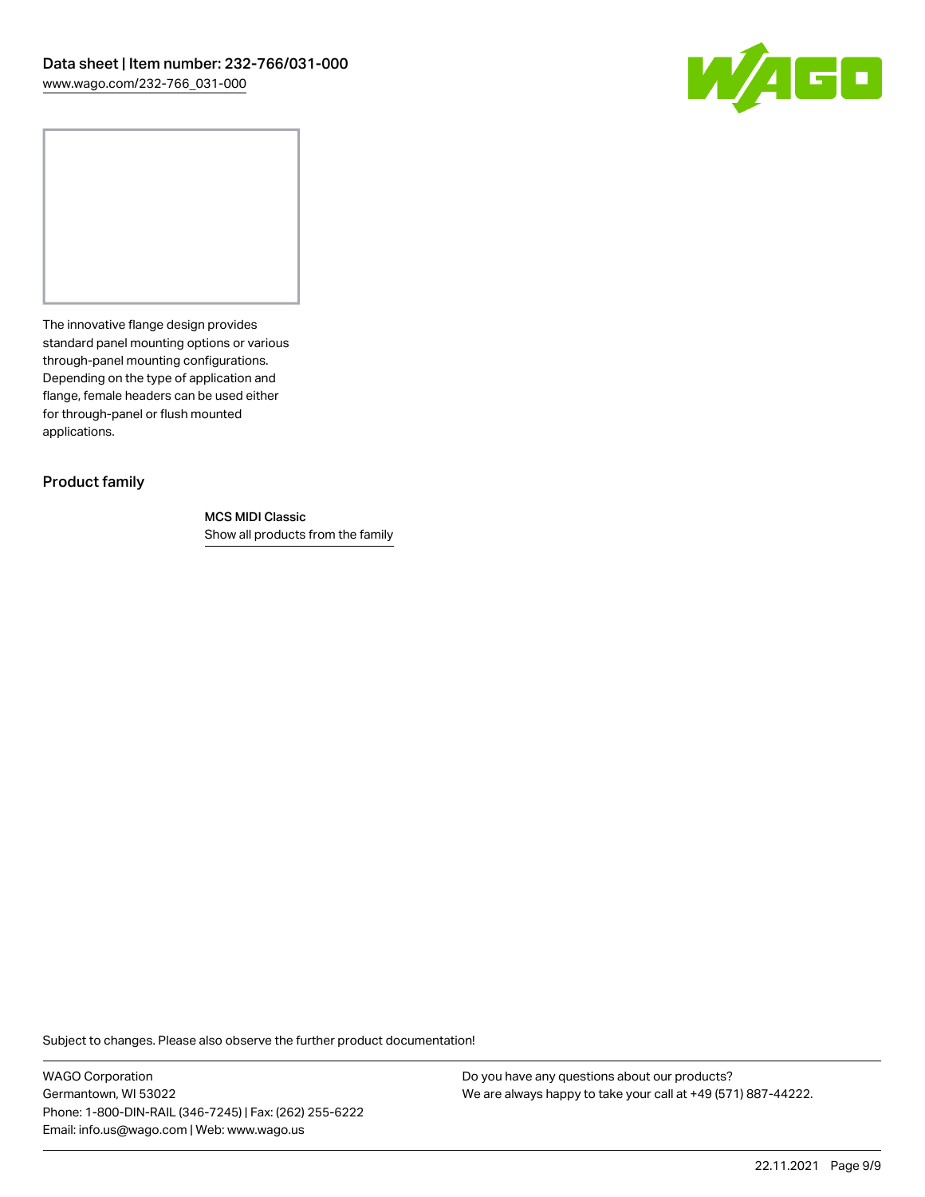The innovative flange design provides standard panel mounting options or various through-panel mounting configurations. Depending on the type of application and flange, female headers can be used either for through-panel or flush mounted applications.

## Product family

MCS MIDI Classic
Show all products from the family

Subject to changes. Please also observe the further product documentation!

WAGO Corporation
Germantown, WI 53022
Phone: 1-800-DIN-RAIL (346-7245) | Fax: (262) 255-6222
Email: info.us@wago.com | Web: www.wago.us

Do you have any questions about our products?
We are always happy to take your call at +49 (571) 887-44222.